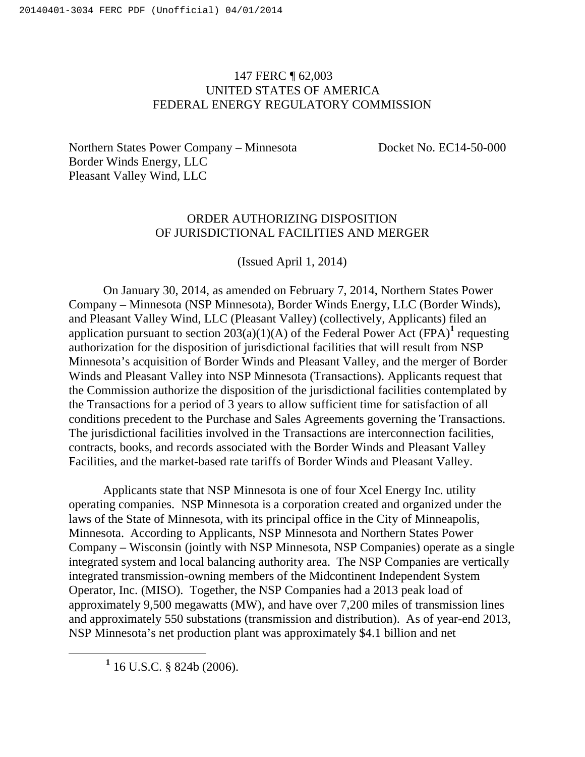147 FERC ¶ 62,003
UNITED STATES OF AMERICA
FEDERAL ENERGY REGULATORY COMMISSION

Northern States Power Company – Minnesota
Border Winds Energy, LLC
Pleasant Valley Wind, LLC

Docket No. EC14-50-000

ORDER AUTHORIZING DISPOSITION
OF JURISDICTIONAL FACILITIES AND MERGER

(Issued April 1, 2014)

On January 30, 2014, as amended on February 7, 2014, Northern States Power Company – Minnesota (NSP Minnesota), Border Winds Energy, LLC (Border Winds), and Pleasant Valley Wind, LLC (Pleasant Valley) (collectively, Applicants) filed an application pursuant to section 203(a)(1)(A) of the Federal Power Act (FPA)[1] requesting authorization for the disposition of jurisdictional facilities that will result from NSP Minnesota's acquisition of Border Winds and Pleasant Valley, and the merger of Border Winds and Pleasant Valley into NSP Minnesota (Transactions). Applicants request that the Commission authorize the disposition of the jurisdictional facilities contemplated by the Transactions for a period of 3 years to allow sufficient time for satisfaction of all conditions precedent to the Purchase and Sales Agreements governing the Transactions. The jurisdictional facilities involved in the Transactions are interconnection facilities, contracts, books, and records associated with the Border Winds and Pleasant Valley Facilities, and the market-based rate tariffs of Border Winds and Pleasant Valley.

Applicants state that NSP Minnesota is one of four Xcel Energy Inc. utility operating companies. NSP Minnesota is a corporation created and organized under the laws of the State of Minnesota, with its principal office in the City of Minneapolis, Minnesota. According to Applicants, NSP Minnesota and Northern States Power Company – Wisconsin (jointly with NSP Minnesota, NSP Companies) operate as a single integrated system and local balancing authority area. The NSP Companies are vertically integrated transmission-owning members of the Midcontinent Independent System Operator, Inc. (MISO). Together, the NSP Companies had a 2013 peak load of approximately 9,500 megawatts (MW), and have over 7,200 miles of transmission lines and approximately 550 substations (transmission and distribution). As of year-end 2013, NSP Minnesota's net production plant was approximately \$4.1 billion and net

[1] 16 U.S.C. § 824b (2006).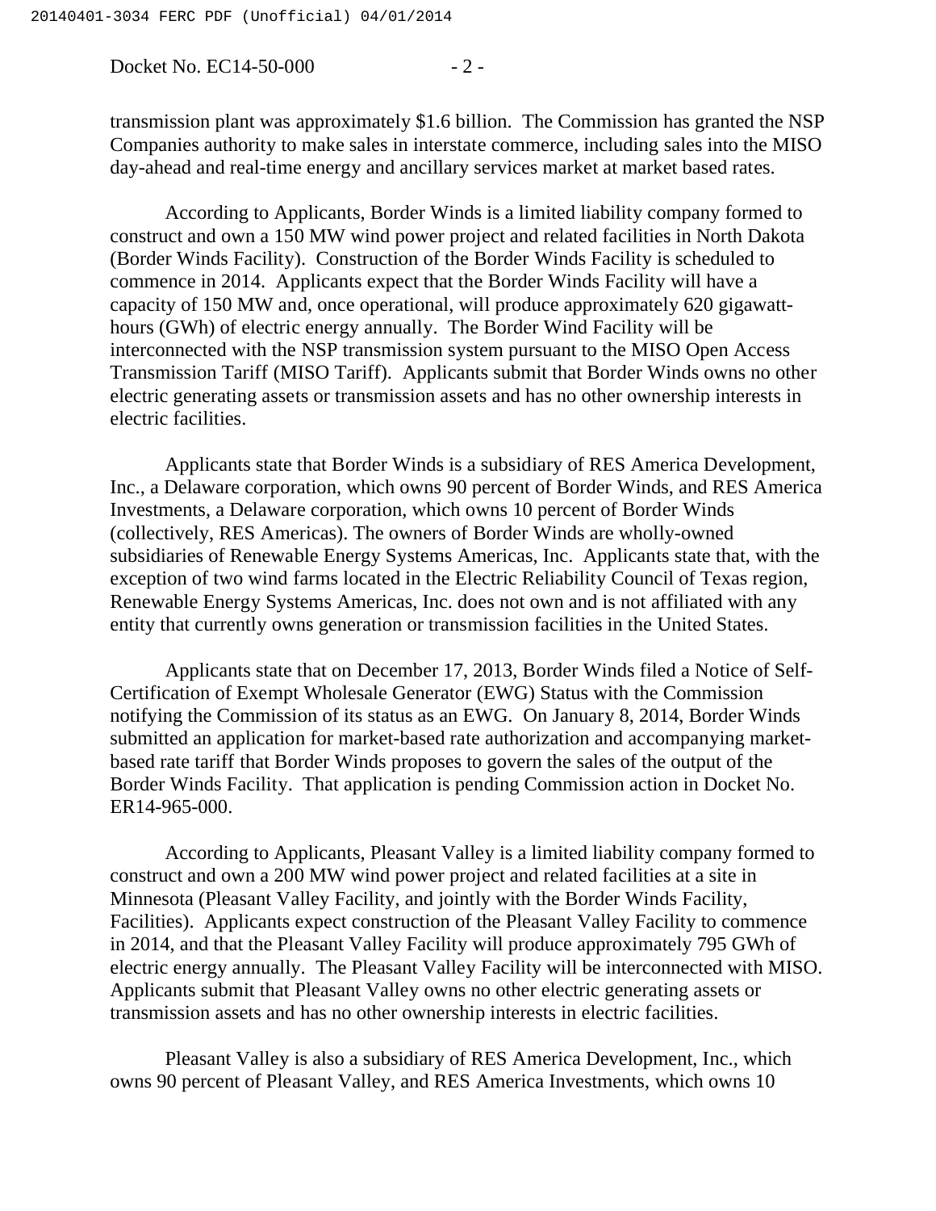transmission plant was approximately $1.6 billion. The Commission has granted the NSP Companies authority to make sales in interstate commerce, including sales into the MISO day-ahead and real-time energy and ancillary services market at market based rates.

According to Applicants, Border Winds is a limited liability company formed to construct and own a 150 MW wind power project and related facilities in North Dakota (Border Winds Facility). Construction of the Border Winds Facility is scheduled to commence in 2014. Applicants expect that the Border Winds Facility will have a capacity of 150 MW and, once operational, will produce approximately 620 gigawatt-hours (GWh) of electric energy annually. The Border Wind Facility will be interconnected with the NSP transmission system pursuant to the MISO Open Access Transmission Tariff (MISO Tariff). Applicants submit that Border Winds owns no other electric generating assets or transmission assets and has no other ownership interests in electric facilities.

Applicants state that Border Winds is a subsidiary of RES America Development, Inc., a Delaware corporation, which owns 90 percent of Border Winds, and RES America Investments, a Delaware corporation, which owns 10 percent of Border Winds (collectively, RES Americas). The owners of Border Winds are wholly-owned subsidiaries of Renewable Energy Systems Americas, Inc. Applicants state that, with the exception of two wind farms located in the Electric Reliability Council of Texas region, Renewable Energy Systems Americas, Inc. does not own and is not affiliated with any entity that currently owns generation or transmission facilities in the United States.

Applicants state that on December 17, 2013, Border Winds filed a Notice of Self-Certification of Exempt Wholesale Generator (EWG) Status with the Commission notifying the Commission of its status as an EWG. On January 8, 2014, Border Winds submitted an application for market-based rate authorization and accompanying market-based rate tariff that Border Winds proposes to govern the sales of the output of the Border Winds Facility. That application is pending Commission action in Docket No. ER14-965-000.

According to Applicants, Pleasant Valley is a limited liability company formed to construct and own a 200 MW wind power project and related facilities at a site in Minnesota (Pleasant Valley Facility, and jointly with the Border Winds Facility, Facilities). Applicants expect construction of the Pleasant Valley Facility to commence in 2014, and that the Pleasant Valley Facility will produce approximately 795 GWh of electric energy annually. The Pleasant Valley Facility will be interconnected with MISO. Applicants submit that Pleasant Valley owns no other electric generating assets or transmission assets and has no other ownership interests in electric facilities.

Pleasant Valley is also a subsidiary of RES America Development, Inc., which owns 90 percent of Pleasant Valley, and RES America Investments, which owns 10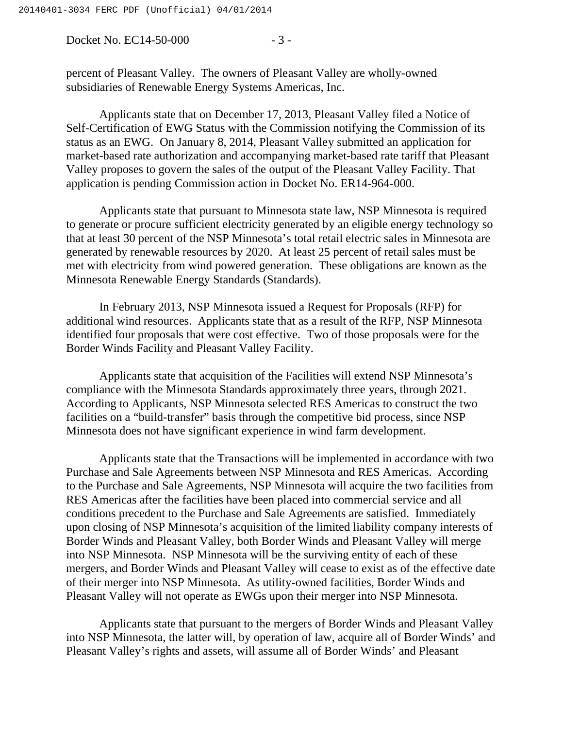percent of Pleasant Valley. The owners of Pleasant Valley are wholly-owned subsidiaries of Renewable Energy Systems Americas, Inc.

Applicants state that on December 17, 2013, Pleasant Valley filed a Notice of Self-Certification of EWG Status with the Commission notifying the Commission of its status as an EWG. On January 8, 2014, Pleasant Valley submitted an application for market-based rate authorization and accompanying market-based rate tariff that Pleasant Valley proposes to govern the sales of the output of the Pleasant Valley Facility. That application is pending Commission action in Docket No. ER14-964-000.

Applicants state that pursuant to Minnesota state law, NSP Minnesota is required to generate or procure sufficient electricity generated by an eligible energy technology so that at least 30 percent of the NSP Minnesota's total retail electric sales in Minnesota are generated by renewable resources by 2020. At least 25 percent of retail sales must be met with electricity from wind powered generation. These obligations are known as the Minnesota Renewable Energy Standards (Standards).

In February 2013, NSP Minnesota issued a Request for Proposals (RFP) for additional wind resources. Applicants state that as a result of the RFP, NSP Minnesota identified four proposals that were cost effective. Two of those proposals were for the Border Winds Facility and Pleasant Valley Facility.

Applicants state that acquisition of the Facilities will extend NSP Minnesota's compliance with the Minnesota Standards approximately three years, through 2021. According to Applicants, NSP Minnesota selected RES Americas to construct the two facilities on a "build-transfer" basis through the competitive bid process, since NSP Minnesota does not have significant experience in wind farm development.

Applicants state that the Transactions will be implemented in accordance with two Purchase and Sale Agreements between NSP Minnesota and RES Americas. According to the Purchase and Sale Agreements, NSP Minnesota will acquire the two facilities from RES Americas after the facilities have been placed into commercial service and all conditions precedent to the Purchase and Sale Agreements are satisfied. Immediately upon closing of NSP Minnesota's acquisition of the limited liability company interests of Border Winds and Pleasant Valley, both Border Winds and Pleasant Valley will merge into NSP Minnesota. NSP Minnesota will be the surviving entity of each of these mergers, and Border Winds and Pleasant Valley will cease to exist as of the effective date of their merger into NSP Minnesota. As utility-owned facilities, Border Winds and Pleasant Valley will not operate as EWGs upon their merger into NSP Minnesota.

Applicants state that pursuant to the mergers of Border Winds and Pleasant Valley into NSP Minnesota, the latter will, by operation of law, acquire all of Border Winds' and Pleasant Valley's rights and assets, will assume all of Border Winds' and Pleasant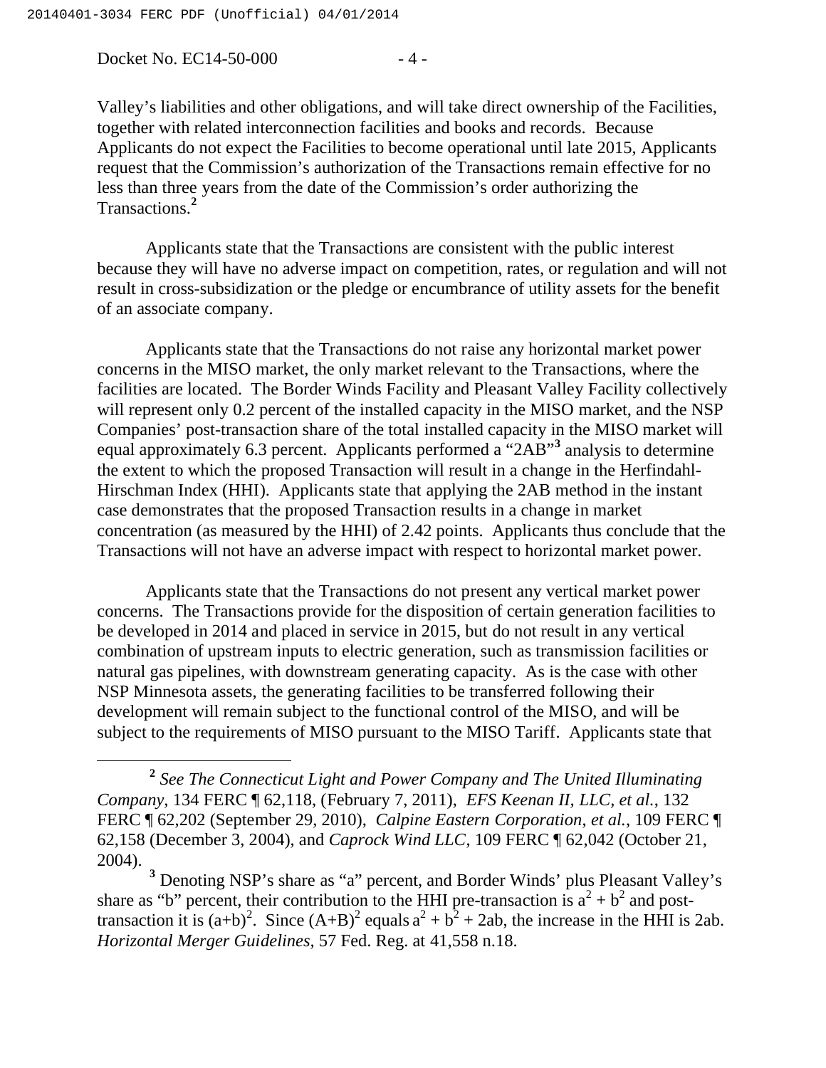Valley's liabilities and other obligations, and will take direct ownership of the Facilities, together with related interconnection facilities and books and records. Because Applicants do not expect the Facilities to become operational until late 2015, Applicants request that the Commission's authorization of the Transactions remain effective for no less than three years from the date of the Commission's order authorizing the Transactions.[2]

Applicants state that the Transactions are consistent with the public interest because they will have no adverse impact on competition, rates, or regulation and will not result in cross-subsidization or the pledge or encumbrance of utility assets for the benefit of an associate company.

Applicants state that the Transactions do not raise any horizontal market power concerns in the MISO market, the only market relevant to the Transactions, where the facilities are located. The Border Winds Facility and Pleasant Valley Facility collectively will represent only 0.2 percent of the installed capacity in the MISO market, and the NSP Companies' post-transaction share of the total installed capacity in the MISO market will equal approximately 6.3 percent. Applicants performed a "2AB"[3] analysis to determine the extent to which the proposed Transaction will result in a change in the Herfindahl-Hirschman Index (HHI). Applicants state that applying the 2AB method in the instant case demonstrates that the proposed Transaction results in a change in market concentration (as measured by the HHI) of 2.42 points. Applicants thus conclude that the Transactions will not have an adverse impact with respect to horizontal market power.

Applicants state that the Transactions do not present any vertical market power concerns. The Transactions provide for the disposition of certain generation facilities to be developed in 2014 and placed in service in 2015, but do not result in any vertical combination of upstream inputs to electric generation, such as transmission facilities or natural gas pipelines, with downstream generating capacity. As is the case with other NSP Minnesota assets, the generating facilities to be transferred following their development will remain subject to the functional control of the MISO, and will be subject to the requirements of MISO pursuant to the MISO Tariff. Applicants state that

---

[2] *See The Connecticut Light and Power Company and The United Illuminating Company*, 134 FERC ¶ 62,118, (February 7, 2011), *EFS Keenan II, LLC, et al.*, 132 FERC ¶ 62,202 (September 29, 2010), *Calpine Eastern Corporation, et al.*, 109 FERC ¶ 62,158 (December 3, 2004), and *Caprock Wind LLC*, 109 FERC ¶ 62,042 (October 21, 2004).

[3] Denoting NSP's share as "a" percent, and Border Winds' plus Pleasant Valley's share as "b" percent, their contribution to the HHI pre-transaction is $a^2 + b^2$ and post-transaction it is $(a+b)^2$. Since $(A+B)^2$ equals $a^2 + b^2 + 2ab$, the increase in the HHI is 2ab. *Horizontal Merger Guidelines*, 57 Fed. Reg. at 41,558 n.18.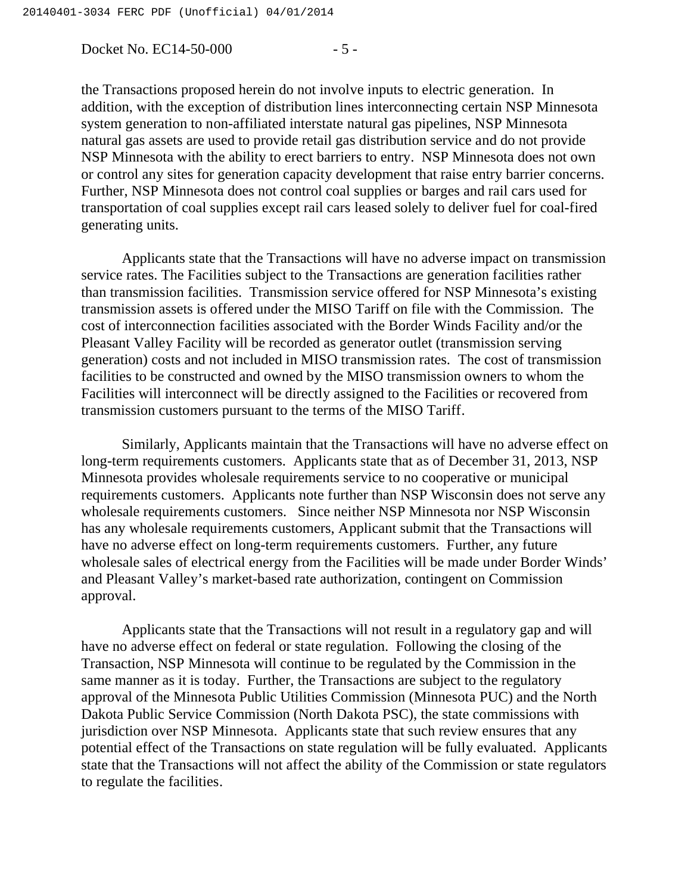the Transactions proposed herein do not involve inputs to electric generation. In addition, with the exception of distribution lines interconnecting certain NSP Minnesota system generation to non-affiliated interstate natural gas pipelines, NSP Minnesota natural gas assets are used to provide retail gas distribution service and do not provide NSP Minnesota with the ability to erect barriers to entry. NSP Minnesota does not own or control any sites for generation capacity development that raise entry barrier concerns. Further, NSP Minnesota does not control coal supplies or barges and rail cars used for transportation of coal supplies except rail cars leased solely to deliver fuel for coal-fired generating units.

Applicants state that the Transactions will have no adverse impact on transmission service rates. The Facilities subject to the Transactions are generation facilities rather than transmission facilities. Transmission service offered for NSP Minnesota's existing transmission assets is offered under the MISO Tariff on file with the Commission. The cost of interconnection facilities associated with the Border Winds Facility and/or the Pleasant Valley Facility will be recorded as generator outlet (transmission serving generation) costs and not included in MISO transmission rates. The cost of transmission facilities to be constructed and owned by the MISO transmission owners to whom the Facilities will interconnect will be directly assigned to the Facilities or recovered from transmission customers pursuant to the terms of the MISO Tariff.

Similarly, Applicants maintain that the Transactions will have no adverse effect on long-term requirements customers. Applicants state that as of December 31, 2013, NSP Minnesota provides wholesale requirements service to no cooperative or municipal requirements customers. Applicants note further than NSP Wisconsin does not serve any wholesale requirements customers. Since neither NSP Minnesota nor NSP Wisconsin has any wholesale requirements customers, Applicant submit that the Transactions will have no adverse effect on long-term requirements customers. Further, any future wholesale sales of electrical energy from the Facilities will be made under Border Winds' and Pleasant Valley's market-based rate authorization, contingent on Commission approval.

Applicants state that the Transactions will not result in a regulatory gap and will have no adverse effect on federal or state regulation. Following the closing of the Transaction, NSP Minnesota will continue to be regulated by the Commission in the same manner as it is today. Further, the Transactions are subject to the regulatory approval of the Minnesota Public Utilities Commission (Minnesota PUC) and the North Dakota Public Service Commission (North Dakota PSC), the state commissions with jurisdiction over NSP Minnesota. Applicants state that such review ensures that any potential effect of the Transactions on state regulation will be fully evaluated. Applicants state that the Transactions will not affect the ability of the Commission or state regulators to regulate the facilities.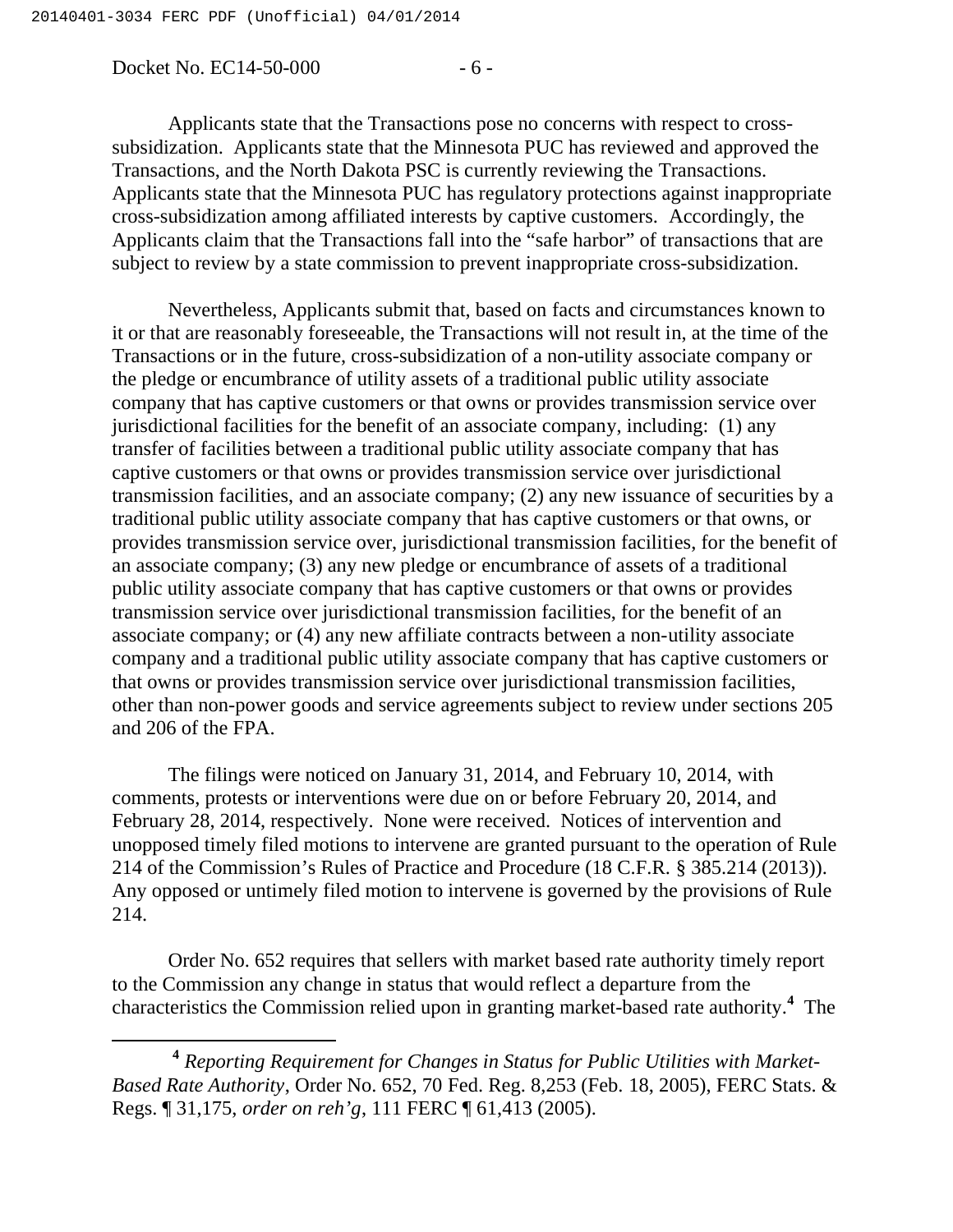Applicants state that the Transactions pose no concerns with respect to cross-subsidization. Applicants state that the Minnesota PUC has reviewed and approved the Transactions, and the North Dakota PSC is currently reviewing the Transactions. Applicants state that the Minnesota PUC has regulatory protections against inappropriate cross-subsidization among affiliated interests by captive customers. Accordingly, the Applicants claim that the Transactions fall into the "safe harbor" of transactions that are subject to review by a state commission to prevent inappropriate cross-subsidization.

Nevertheless, Applicants submit that, based on facts and circumstances known to it or that are reasonably foreseeable, the Transactions will not result in, at the time of the Transactions or in the future, cross-subsidization of a non-utility associate company or the pledge or encumbrance of utility assets of a traditional public utility associate company that has captive customers or that owns or provides transmission service over jurisdictional facilities for the benefit of an associate company, including: (1) any transfer of facilities between a traditional public utility associate company that has captive customers or that owns or provides transmission service over jurisdictional transmission facilities, and an associate company; (2) any new issuance of securities by a traditional public utility associate company that has captive customers or that owns, or provides transmission service over, jurisdictional transmission facilities, for the benefit of an associate company; (3) any new pledge or encumbrance of assets of a traditional public utility associate company that has captive customers or that owns or provides transmission service over jurisdictional transmission facilities, for the benefit of an associate company; or (4) any new affiliate contracts between a non-utility associate company and a traditional public utility associate company that has captive customers or that owns or provides transmission service over jurisdictional transmission facilities, other than non-power goods and service agreements subject to review under sections 205 and 206 of the FPA.

The filings were noticed on January 31, 2014, and February 10, 2014, with comments, protests or interventions were due on or before February 20, 2014, and February 28, 2014, respectively. None were received. Notices of intervention and unopposed timely filed motions to intervene are granted pursuant to the operation of Rule 214 of the Commission's Rules of Practice and Procedure (18 C.F.R. § 385.214 (2013)). Any opposed or untimely filed motion to intervene is governed by the provisions of Rule 214.

Order No. 652 requires that sellers with market based rate authority timely report to the Commission any change in status that would reflect a departure from the characteristics the Commission relied upon in granting market-based rate authority.[4] The

---

[4] *Reporting Requirement for Changes in Status for Public Utilities with Market-Based Rate Authority*, Order No. 652, 70 Fed. Reg. 8,253 (Feb. 18, 2005), FERC Stats. & Regs. ¶ 31,175, *order on reh'g*, 111 FERC ¶ 61,413 (2005).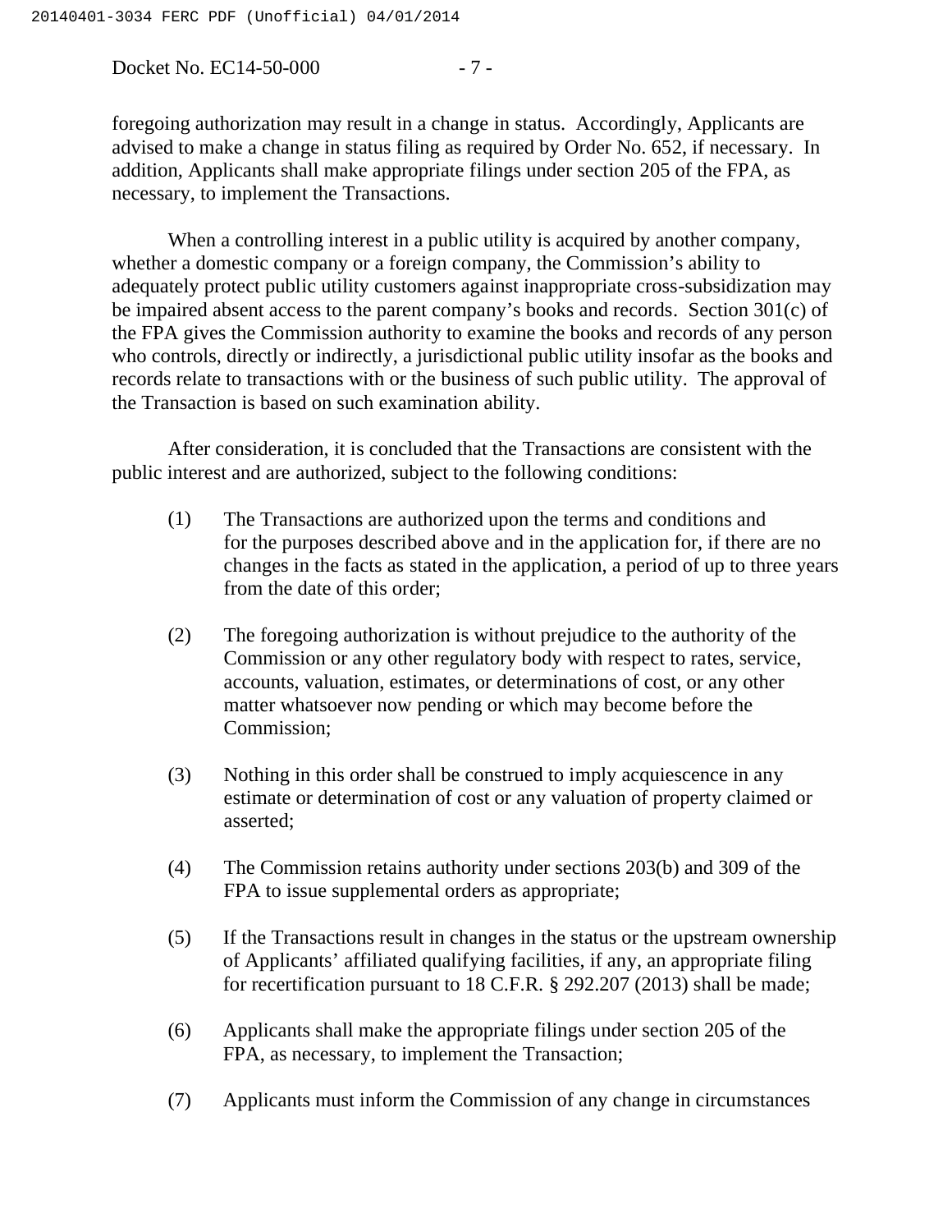foregoing authorization may result in a change in status. Accordingly, Applicants are advised to make a change in status filing as required by Order No. 652, if necessary. In addition, Applicants shall make appropriate filings under section 205 of the FPA, as necessary, to implement the Transactions.

When a controlling interest in a public utility is acquired by another company, whether a domestic company or a foreign company, the Commission's ability to adequately protect public utility customers against inappropriate cross-subsidization may be impaired absent access to the parent company's books and records. Section 301(c) of the FPA gives the Commission authority to examine the books and records of any person who controls, directly or indirectly, a jurisdictional public utility insofar as the books and records relate to transactions with or the business of such public utility. The approval of the Transaction is based on such examination ability.

After consideration, it is concluded that the Transactions are consistent with the public interest and are authorized, subject to the following conditions:

(1) The Transactions are authorized upon the terms and conditions and for the purposes described above and in the application for, if there are no changes in the facts as stated in the application, a period of up to three years from the date of this order;

(2) The foregoing authorization is without prejudice to the authority of the Commission or any other regulatory body with respect to rates, service, accounts, valuation, estimates, or determinations of cost, or any other matter whatsoever now pending or which may become before the Commission;

(3) Nothing in this order shall be construed to imply acquiescence in any estimate or determination of cost or any valuation of property claimed or asserted;

(4) The Commission retains authority under sections 203(b) and 309 of the FPA to issue supplemental orders as appropriate;

(5) If the Transactions result in changes in the status or the upstream ownership of Applicants' affiliated qualifying facilities, if any, an appropriate filing for recertification pursuant to 18 C.F.R. § 292.207 (2013) shall be made;

(6) Applicants shall make the appropriate filings under section 205 of the FPA, as necessary, to implement the Transaction;

(7) Applicants must inform the Commission of any change in circumstances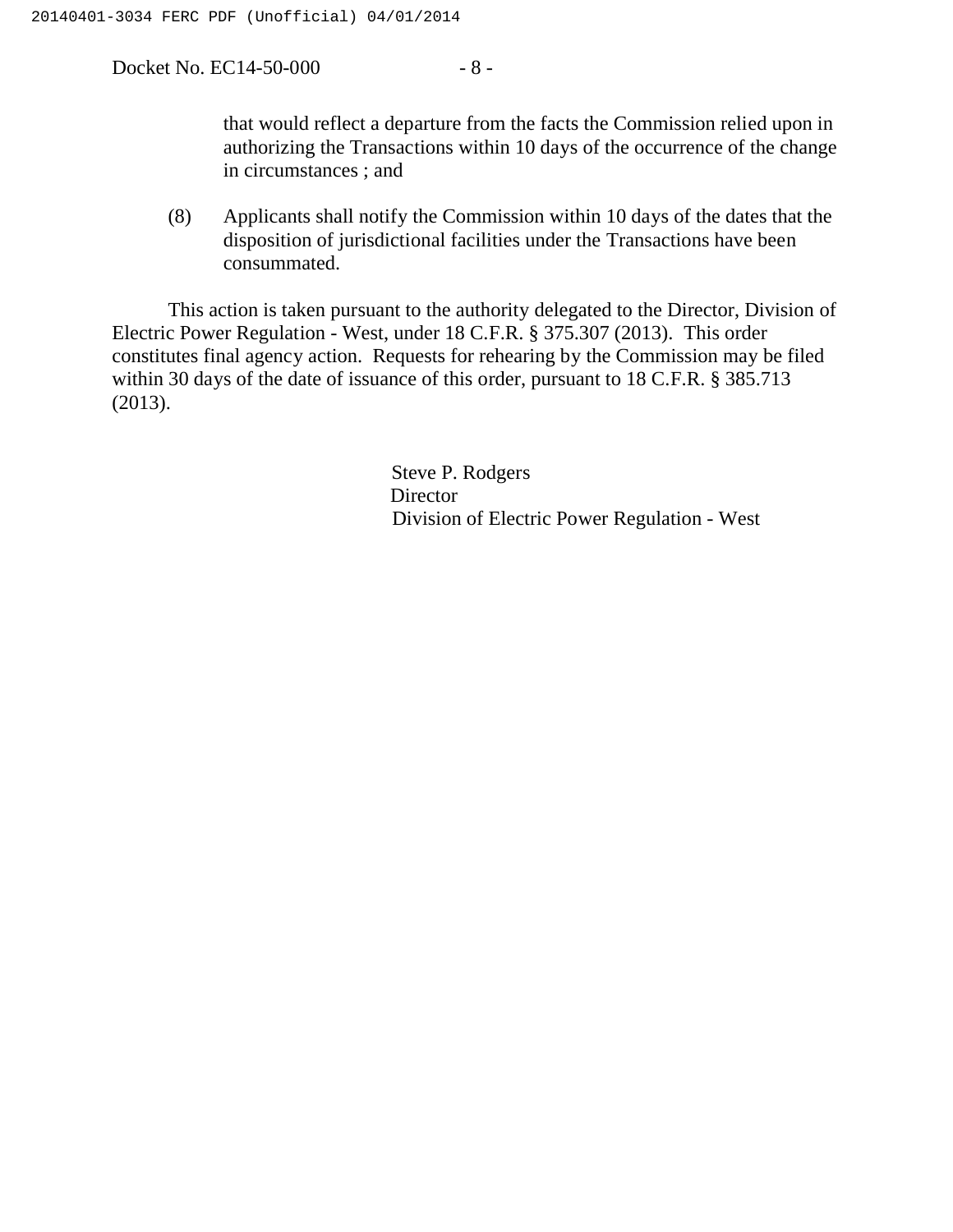that would reflect a departure from the facts the Commission relied upon in authorizing the Transactions within 10 days of the occurrence of the change in circumstances ; and

(8) Applicants shall notify the Commission within 10 days of the dates that the disposition of jurisdictional facilities under the Transactions have been consummated.

This action is taken pursuant to the authority delegated to the Director, Division of Electric Power Regulation - West, under 18 C.F.R. § 375.307 (2013). This order constitutes final agency action. Requests for rehearing by the Commission may be filed within 30 days of the date of issuance of this order, pursuant to 18 C.F.R. § 385.713 (2013).

Steve P. Rodgers
Director
Division of Electric Power Regulation - West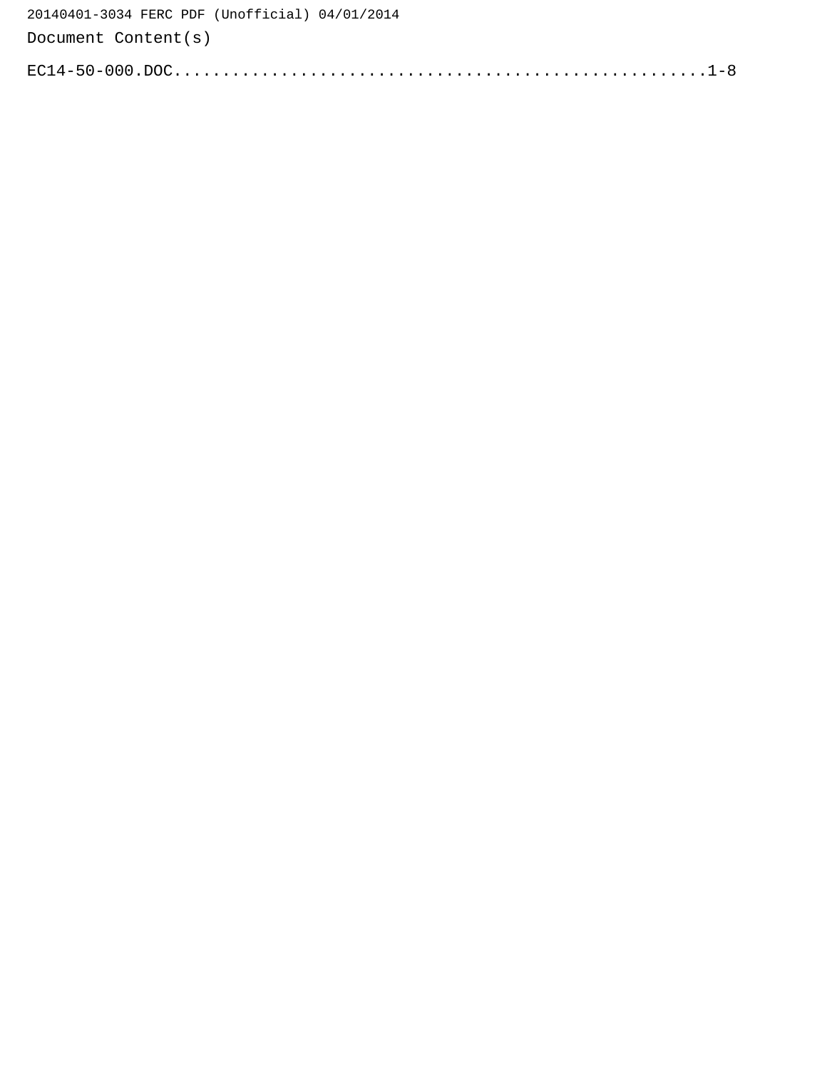Document Content(s)

EC14-50-000.DOC.......................................................1-8